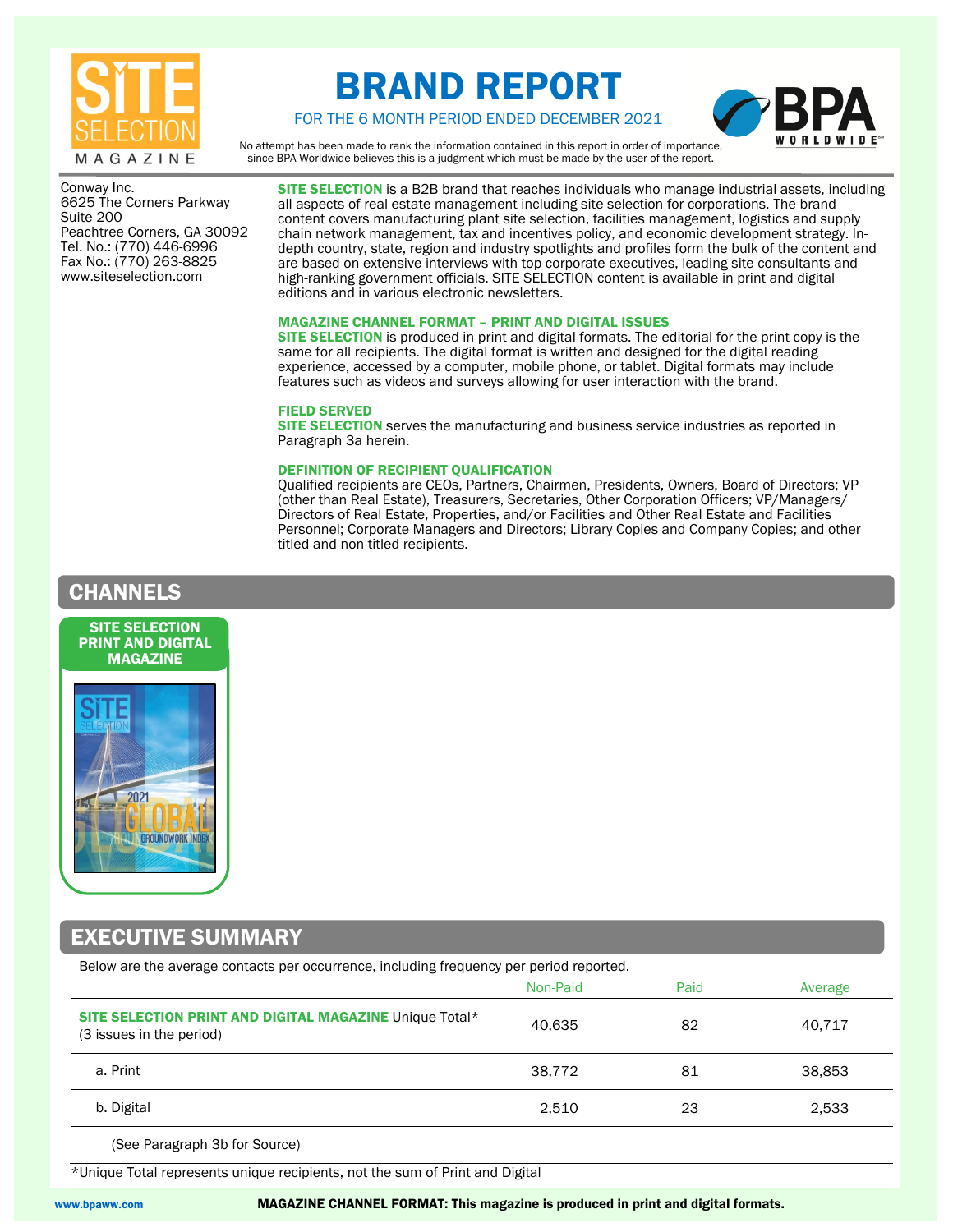# BRAND REPORT

FOR THE 6 MONTH PERIOD ENDED DECEMBER 2021

No attempt has been made to rank the information contained in this report in order of importance, since BPA Worldwide believes this is a judgment which must be made by the user of the report.

Conway Inc.
6625 The Corners Parkway
Suite 200
Peachtree Corners, GA 30092
Tel. No.: (770) 446-6996
Fax No.: (770) 263-8825
www.siteselection.com

**SITE SELECTION** is a B2B brand that reaches individuals who manage industrial assets, including all aspects of real estate management including site selection for corporations. The brand content covers manufacturing plant site selection, facilities management, logistics and supply chain network management, tax and incentives policy, and economic development strategy. In-depth country, state, region and industry spotlights and profiles form the bulk of the content and are based on extensive interviews with top corporate executives, leading site consultants and high-ranking government officials. SITE SELECTION content is available in print and digital editions and in various electronic newsletters.

### MAGAZINE CHANNEL FORMAT – PRINT AND DIGITAL ISSUES

**SITE SELECTION** is produced in print and digital formats. The editorial for the print copy is the same for all recipients. The digital format is written and designed for the digital reading experience, accessed by a computer, mobile phone, or tablet. Digital formats may include features such as videos and surveys allowing for user interaction with the brand.

### FIELD SERVED

**SITE SELECTION** serves the manufacturing and business service industries as reported in Paragraph 3a herein.

### DEFINITION OF RECIPIENT QUALIFICATION

Qualified recipients are CEOs, Partners, Chairmen, Presidents, Owners, Board of Directors; VP (other than Real Estate), Treasurers, Secretaries, Other Corporation Officers; VP/Managers/ Directors of Real Estate, Properties, and/or Facilities and Other Real Estate and Facilities Personnel; Corporate Managers and Directors; Library Copies and Company Copies; and other titled and non-titled recipients.

## CHANNELS

**SITE SELECTION PRINT AND DIGITAL MAGAZINE**

## EXECUTIVE SUMMARY

Below are the average contacts per occurrence, including frequency per period reported.

| | Non-Paid | Paid | Average |
|---|---|---|---|
| **SITE SELECTION PRINT AND DIGITAL MAGAZINE** Unique Total* (3 issues in the period) | 40,635 | 82 | 40,717 |
| a. Print | 38,772 | 81 | 38,853 |
| b. Digital | 2,510 | 23 | 2,533 |
| (See Paragraph 3b for Source) | | | |

*Unique Total represents unique recipients, not the sum of Print and Digital

www.bpaww.com

**MAGAZINE CHANNEL FORMAT: This magazine is produced in print and digital formats.**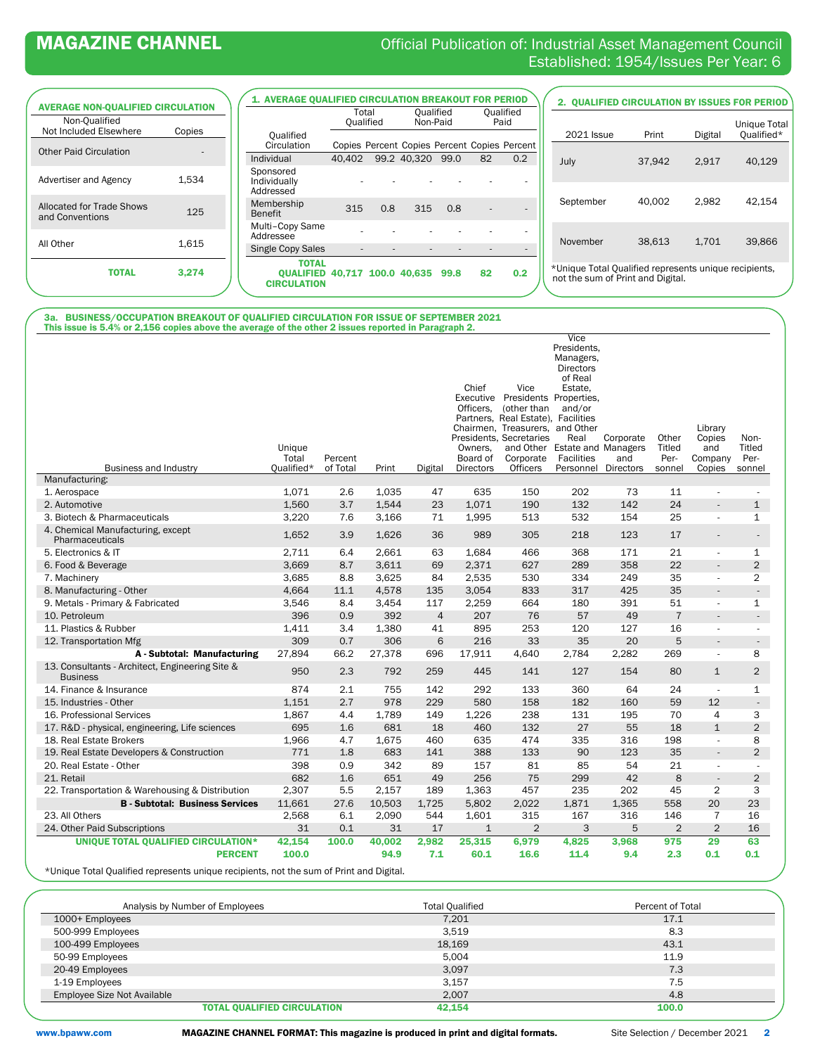# MAGAZINE CHANNEL

Official Publication of: Industrial Asset Management Council
Established: 1954/Issues Per Year: 6

## AVERAGE NON-QUALIFIED CIRCULATION

| Non-Qualified Not Included Elsewhere | Copies |
|---|---|
| Other Paid Circulation | - |
| Advertiser and Agency | 1,534 |
| Allocated for Trade Shows and Conventions | 125 |
| All Other | 1,615 |
| **TOTAL** | **3,274** |

## 1. AVERAGE QUALIFIED CIRCULATION BREAKOUT FOR PERIOD

| Qualified Circulation | Total Qualified | | Qualified Non-Paid | | Qualified Paid | |
|---|---|---|---|---|---|---|
| | Copies | Percent | Copies | Percent | Copies | Percent |
| Individual | 40,402 | 99.2 | 40,320 | 99.0 | 82 | 0.2 |
| Sponsored Individually Addressed | - | - | - | - | - | - |
| Membership Benefit | 315 | 0.8 | 315 | 0.8 | - | - |
| Multi-Copy Same Addressee | - | - | - | - | - | - |
| Single Copy Sales | - | - | - | - | - | - |
| **TOTAL QUALIFIED CIRCULATION** | **40,717** | **100.0** | **40,635** | **99.8** | **82** | **0.2** |

## 2. QUALIFIED CIRCULATION BY ISSUES FOR PERIOD

| 2021 Issue | Print | Digital | Unique Total Qualified* |
|---|---|---|---|
| July | 37,942 | 2,917 | 40,129 |
| September | 40,002 | 2,982 | 42,154 |
| November | 38,613 | 1,701 | 39,866 |

*Unique Total Qualified represents unique recipients, not the sum of Print and Digital.

## 3a. BUSINESS/OCCUPATION BREAKOUT OF QUALIFIED CIRCULATION FOR ISSUE OF SEPTEMBER 2021

This issue is 5.4% or 2,156 copies above the average of the other 2 issues reported in Paragraph 2.

| Business and Industry | Unique Total Qualified* | Percent of Total | Print | Digital | Chief Executive Officers, Partners, Chairmen, Presidents, Owners, Board of Directors | Vice Presidents (other than Real Estate), Treasurers, Secretaries and Other Corporate Officers | Vice Presidents, Managers, Directors of Real Estate, Properties, and/or Facilities and Other Real Estate and Facilities Personnel | Corporate Managers and Directors | Other Titled Personnel | Library Copies and Company Copies | Non-Titled Personnel |
|---|---|---|---|---|---|---|---|---|---|---|---|
| Manufacturing: | | | | | | | | | | | |
| 1. Aerospace | 1,071 | 2.6 | 1,035 | 47 | 635 | 150 | 202 | 73 | 11 | - | - |
| 2. Automotive | 1,560 | 3.7 | 1,544 | 23 | 1,071 | 190 | 132 | 142 | 24 | - | 1 |
| 3. Biotech & Pharmaceuticals | 3,220 | 7.6 | 3,166 | 71 | 1,995 | 513 | 532 | 154 | 25 | - | 1 |
| 4. Chemical Manufacturing, except Pharmaceuticals | 1,652 | 3.9 | 1,626 | 36 | 989 | 305 | 218 | 123 | 17 | - | - |
| 5. Electronics & IT | 2,711 | 6.4 | 2,661 | 63 | 1,684 | 466 | 368 | 171 | 21 | - | 1 |
| 6. Food & Beverage | 3,669 | 8.7 | 3,611 | 69 | 2,371 | 627 | 289 | 358 | 22 | - | 2 |
| 7. Machinery | 3,685 | 8.8 | 3,625 | 84 | 2,535 | 530 | 334 | 249 | 35 | - | 2 |
| 8. Manufacturing - Other | 4,664 | 11.1 | 4,578 | 135 | 3,054 | 833 | 317 | 425 | 35 | - | - |
| 9. Metals - Primary & Fabricated | 3,546 | 8.4 | 3,454 | 117 | 2,259 | 664 | 180 | 391 | 51 | - | 1 |
| 10. Petroleum | 396 | 0.9 | 392 | 4 | 207 | 76 | 57 | 49 | 7 | - | - |
| 11. Plastics & Rubber | 1,411 | 3.4 | 1,380 | 41 | 895 | 253 | 120 | 127 | 16 | - | - |
| 12. Transportation Mfg | 309 | 0.7 | 306 | 6 | 216 | 33 | 35 | 20 | 5 | - | - |
| **A - Subtotal: Manufacturing** | **27,894** | **66.2** | **27,378** | **696** | **17,911** | **4,640** | **2,784** | **2,282** | **269** | **-** | **8** |
| 13. Consultants - Architect, Engineering Site & Business | 950 | 2.3 | 792 | 259 | 445 | 141 | 127 | 154 | 80 | 1 | 2 |
| 14. Finance & Insurance | 874 | 2.1 | 755 | 142 | 292 | 133 | 360 | 64 | 24 | - | 1 |
| 15. Industries - Other | 1,151 | 2.7 | 978 | 229 | 580 | 158 | 182 | 160 | 59 | 12 | - |
| 16. Professional Services | 1,867 | 4.4 | 1,789 | 149 | 1,226 | 238 | 131 | 195 | 70 | 4 | 3 |
| 17. R&D - physical, engineering, Life sciences | 695 | 1.6 | 681 | 18 | 460 | 132 | 27 | 55 | 18 | 1 | 2 |
| 18. Real Estate Brokers | 1,966 | 4.7 | 1,675 | 460 | 635 | 474 | 335 | 316 | 198 | - | 8 |
| 19. Real Estate Developers & Construction | 771 | 1.8 | 683 | 141 | 388 | 133 | 90 | 123 | 35 | - | 2 |
| 20. Real Estate - Other | 398 | 0.9 | 342 | 89 | 157 | 81 | 85 | 54 | 21 | - | - |
| 21. Retail | 682 | 1.6 | 651 | 49 | 256 | 75 | 299 | 42 | 8 | - | 2 |
| 22. Transportation & Warehousing & Distribution | 2,307 | 5.5 | 2,157 | 189 | 1,363 | 457 | 235 | 202 | 45 | 2 | 3 |
| **B - Subtotal: Business Services** | **11,661** | **27.6** | **10,503** | **1,725** | **5,802** | **2,022** | **1,871** | **1,365** | **558** | **20** | **23** |
| 23. All Others | 2,568 | 6.1 | 2,090 | 544 | 1,601 | 315 | 167 | 316 | 146 | 7 | 16 |
| 24. Other Paid Subscriptions | 31 | 0.1 | 31 | 17 | 1 | 2 | 3 | 5 | 2 | 2 | 16 |
| **UNIQUE TOTAL QUALIFIED CIRCULATION*** | **42,154** | **100.0** | **40,002** | **2,982** | **25,315** | **6,979** | **4,825** | **3,968** | **975** | **29** | **63** |
| **PERCENT** | **100.0** | | **94.9** | **7.1** | **60.1** | **16.6** | **11.4** | **9.4** | **2.3** | **0.1** | **0.1** |

*Unique Total Qualified represents unique recipients, not the sum of Print and Digital.

| Analysis by Number of Employees | Total Qualified | Percent of Total |
|---|---|---|
| 1000+ Employees | 7,201 | 17.1 |
| 500-999 Employees | 3,519 | 8.3 |
| 100-499 Employees | 18,169 | 43.1 |
| 50-99 Employees | 5,004 | 11.9 |
| 20-49 Employees | 3,097 | 7.3 |
| 1-19 Employees | 3,157 | 7.5 |
| Employee Size Not Available | 2,007 | 4.8 |
| **TOTAL QUALIFIED CIRCULATION** | **42,154** | **100.0** |

www.bpaww.com

**MAGAZINE CHANNEL FORMAT: This magazine is produced in print and digital formats.**

Site Selection / December 2021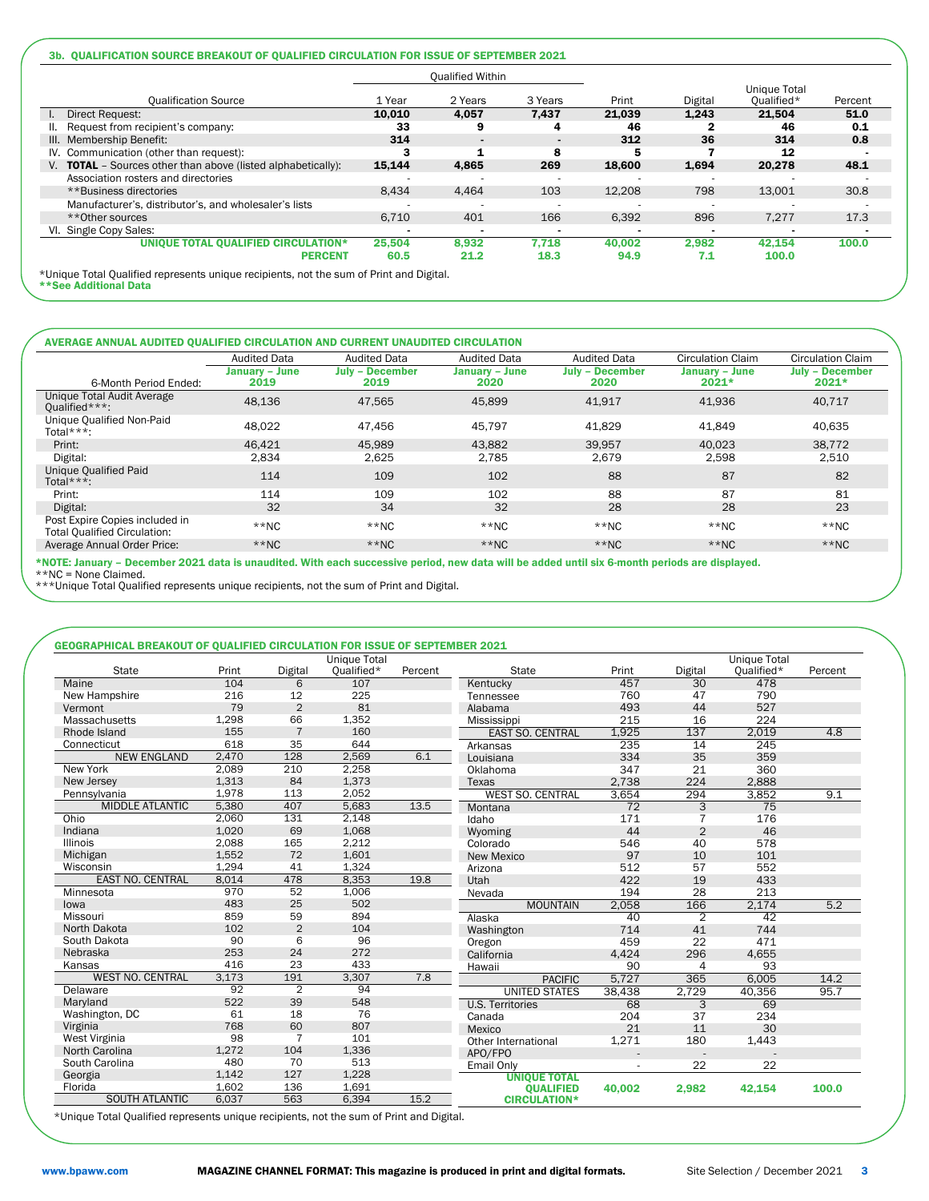## 3b. QUALIFICATION SOURCE BREAKOUT OF QUALIFIED CIRCULATION FOR ISSUE OF SEPTEMBER 2021

| Qualification Source | Qualified Within 1 Year | 2 Years | 3 Years | Print | Digital | Unique Total Qualified* | Percent |
|---|---|---|---|---|---|---|---|
| I. Direct Request: | **10,010** | **4,057** | **7,437** | **21,039** | **1,243** | **21,504** | **51.0** |
| II. Request from recipient's company: | **33** | **9** | **4** | **46** | **2** | **46** | **0.1** |
| III. Membership Benefit: | **314** | **-** | **-** | **312** | **36** | **314** | **0.8** |
| IV. Communication (other than request): | **3** | **1** | **8** | **5** | **7** | **12** | **-** |
| V. **TOTAL** – Sources other than above (listed alphabetically): | **15,144** | **4,865** | **269** | **18,600** | **1,694** | **20,278** | **48.1** |
| Association rosters and directories | - | - | - | - | - | - | - |
| **Business directories | 8,434 | 4,464 | 103 | 12,208 | 798 | 13,001 | 30.8 |
| Manufacturer's, distributor's, and wholesaler's lists | - | - | - | - | - | - | - |
| **Other sources | 6,710 | 401 | 166 | 6,392 | 896 | 7,277 | 17.3 |
| VI. Single Copy Sales: | **-** | **-** | **-** | **-** | **-** | **-** | **-** |
| **UNIQUE TOTAL QUALIFIED CIRCULATION*** | **25,504** | **8,932** | **7,718** | **40,002** | **2,982** | **42,154** | **100.0** |
| **PERCENT** | **60.5** | **21.2** | **18.3** | **94.9** | **7.1** | **100.0** | |

*Unique Total Qualified represents unique recipients, not the sum of Print and Digital.
**See Additional Data**

## AVERAGE ANNUAL AUDITED QUALIFIED CIRCULATION AND CURRENT UNAUDITED CIRCULATION

| 6-Month Period Ended: | Audited Data January – June 2019 | Audited Data July – December 2019 | Audited Data January – June 2020 | Audited Data July – December 2020 | Circulation Claim January – June 2021* | Circulation Claim July – December 2021* |
|---|---|---|---|---|---|---|
| Unique Total Audit Average Qualified***: | 48,136 | 47,565 | 45,899 | 41,917 | 41,936 | 40,717 |
| Unique Qualified Non-Paid Total***: | 48,022 | 47,456 | 45,797 | 41,829 | 41,849 | 40,635 |
| Print: | 46,421 | 45,989 | 43,882 | 39,957 | 40,023 | 38,772 |
| Digital: | 2,834 | 2,625 | 2,785 | 2,679 | 2,598 | 2,510 |
| Unique Qualified Paid Total***: | 114 | 109 | 102 | 88 | 87 | 82 |
| Print: | 114 | 109 | 102 | 88 | 87 | 81 |
| Digital: | 32 | 34 | 32 | 28 | 28 | 23 |
| Post Expire Copies included in Total Qualified Circulation: | **NC | **NC | **NC | **NC | **NC | **NC |
| Average Annual Order Price: | **NC | **NC | **NC | **NC | **NC | **NC |

***NOTE: January – December 2021 data is unaudited. With each successive period, new data will be added until six 6-month periods are displayed.**
**NC = None Claimed.
***Unique Total Qualified represents unique recipients, not the sum of Print and Digital.

## GEOGRAPHICAL BREAKOUT OF QUALIFIED CIRCULATION FOR ISSUE OF SEPTEMBER 2021

| State | Print | Digital | Unique Total Qualified* | Percent |
|---|---|---|---|---|
| Maine | 104 | 6 | 107 | |
| New Hampshire | 216 | 12 | 225 | |
| Vermont | 79 | 2 | 81 | |
| Massachusetts | 1,298 | 66 | 1,352 | |
| Rhode Island | 155 | 7 | 160 | |
| Connecticut | 618 | 35 | 644 | |
| NEW ENGLAND | 2,470 | 128 | 2,569 | 6.1 |
| New York | 2,089 | 210 | 2,258 | |
| New Jersey | 1,313 | 84 | 1,373 | |
| Pennsylvania | 1,978 | 113 | 2,052 | |
| MIDDLE ATLANTIC | 5,380 | 407 | 5,683 | 13.5 |
| Ohio | 2,060 | 131 | 2,148 | |
| Indiana | 1,020 | 69 | 1,068 | |
| Illinois | 2,088 | 165 | 2,212 | |
| Michigan | 1,552 | 72 | 1,601 | |
| Wisconsin | 1,294 | 41 | 1,324 | |
| EAST NO. CENTRAL | 8,014 | 478 | 8,353 | 19.8 |
| Minnesota | 970 | 52 | 1,006 | |
| Iowa | 483 | 25 | 502 | |
| Missouri | 859 | 59 | 894 | |
| North Dakota | 102 | 2 | 104 | |
| South Dakota | 90 | 6 | 96 | |
| Nebraska | 253 | 24 | 272 | |
| Kansas | 416 | 23 | 433 | |
| WEST NO. CENTRAL | 3,173 | 191 | 3,307 | 7.8 |
| Delaware | 92 | 2 | 94 | |
| Maryland | 522 | 39 | 548 | |
| Washington, DC | 61 | 18 | 76 | |
| Virginia | 768 | 60 | 807 | |
| West Virginia | 98 | 7 | 101 | |
| North Carolina | 1,272 | 104 | 1,336 | |
| South Carolina | 480 | 70 | 513 | |
| Georgia | 1,142 | 127 | 1,228 | |
| Florida | 1,602 | 136 | 1,691 | |
| SOUTH ATLANTIC | 6,037 | 563 | 6,394 | 15.2 |
| Kentucky | 457 | 30 | 478 | |
| Tennessee | 760 | 47 | 790 | |
| Alabama | 493 | 44 | 527 | |
| Mississippi | 215 | 16 | 224 | |
| EAST SO. CENTRAL | 1,925 | 137 | 2,019 | 4.8 |
| Arkansas | 235 | 14 | 245 | |
| Louisiana | 334 | 35 | 359 | |
| Oklahoma | 347 | 21 | 360 | |
| Texas | 2,738 | 224 | 2,888 | |
| WEST SO. CENTRAL | 3,654 | 294 | 3,852 | 9.1 |
| Montana | 72 | 3 | 75 | |
| Idaho | 171 | 7 | 176 | |
| Wyoming | 44 | 2 | 46 | |
| Colorado | 546 | 40 | 578 | |
| New Mexico | 97 | 10 | 101 | |
| Arizona | 512 | 57 | 552 | |
| Utah | 422 | 19 | 433 | |
| Nevada | 194 | 28 | 213 | |
| MOUNTAIN | 2,058 | 166 | 2,174 | 5.2 |
| Alaska | 40 | 2 | 42 | |
| Washington | 714 | 41 | 744 | |
| Oregon | 459 | 22 | 471 | |
| California | 4,424 | 296 | 4,655 | |
| Hawaii | 90 | 4 | 93 | |
| PACIFIC | 5,727 | 365 | 6,005 | 14.2 |
| UNITED STATES | 38,438 | 2,729 | 40,356 | 95.7 |
| U.S. Territories | 68 | 3 | 69 | |
| Canada | 204 | 37 | 234 | |
| Mexico | 21 | 11 | 30 | |
| Other International | 1,271 | 180 | 1,443 | |
| APO/FPO | - | - | - | |
| Email Only | - | 22 | 22 | |
| **UNIQUE TOTAL QUALIFIED CIRCULATION*** | **40,002** | **2,982** | **42,154** | **100.0** |

*Unique Total Qualified represents unique recipients, not the sum of Print and Digital.

www.bpaww.com **MAGAZINE CHANNEL FORMAT: This magazine is produced in print and digital formats.** Site Selection / December 2021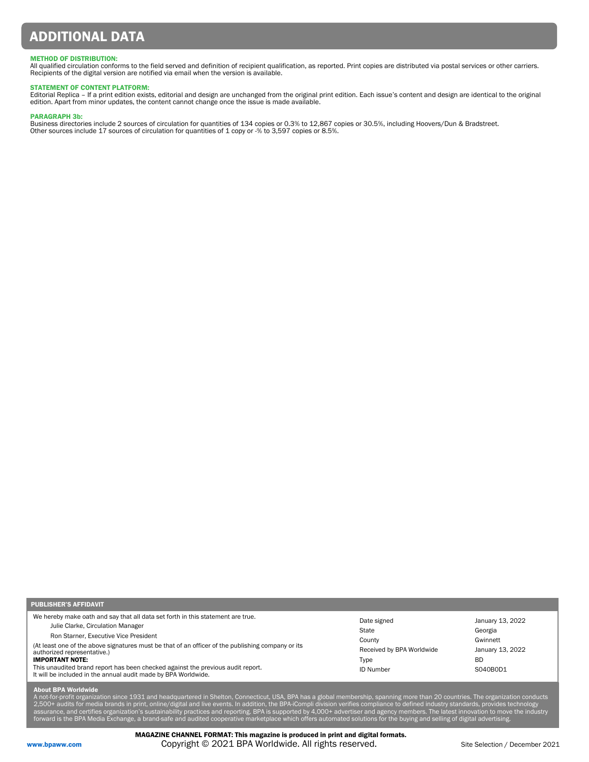# ADDITIONAL DATA

**METHOD OF DISTRIBUTION:**
All qualified circulation conforms to the field served and definition of recipient qualification, as reported. Print copies are distributed via postal services or other carriers. Recipients of the digital version are notified via email when the version is available.

**STATEMENT OF CONTENT PLATFORM:**
Editorial Replica – If a print edition exists, editorial and design are unchanged from the original print edition. Each issue's content and design are identical to the original edition. Apart from minor updates, the content cannot change once the issue is made available.

**PARAGRAPH 3b:**
Business directories include 2 sources of circulation for quantities of 134 copies or 0.3% to 12,867 copies or 30.5%, including Hoovers/Dun & Bradstreet.
Other sources include 17 sources of circulation for quantities of 1 copy or -% to 3,597 copies or 8.5%.

## PUBLISHER'S AFFIDAVIT

We hereby make oath and say that all data set forth in this statement are true.

Julie Clarke, Circulation Manager

Ron Starner, Executive Vice President

(At least one of the above signatures must be that of an officer of the publishing company or its authorized representative.)

**IMPORTANT NOTE:**
This unaudited brand report has been checked against the previous audit report.
It will be included in the annual audit made by BPA Worldwide.

| | |
|---|---|
| Date signed | January 13, 2022 |
| State | Georgia |
| County | Gwinnett |
| Received by BPA Worldwide | January 13, 2022 |
| Type | BD |
| ID Number | S040B0D1 |

**About BPA Worldwide**
A not-for-profit organization since 1931 and headquartered in Shelton, Connecticut, USA, BPA has a global membership, spanning more than 20 countries. The organization conducts 2,500+ audits for media brands in print, online/digital and live events. In addition, the BPA-iCompli division verifies compliance to defined industry standards, provides technology assurance, and certifies organization's sustainability practices and reporting. BPA is supported by 4,000+ advertiser and agency members. The latest innovation to move the industry forward is the BPA Media Exchange, a brand-safe and audited cooperative marketplace which offers automated solutions for the buying and selling of digital advertising.

**MAGAZINE CHANNEL FORMAT: This magazine is produced in print and digital formats.**

www.bpaww.com

Copyright © 2021 BPA Worldwide. All rights reserved.

Site Selection / December 2021